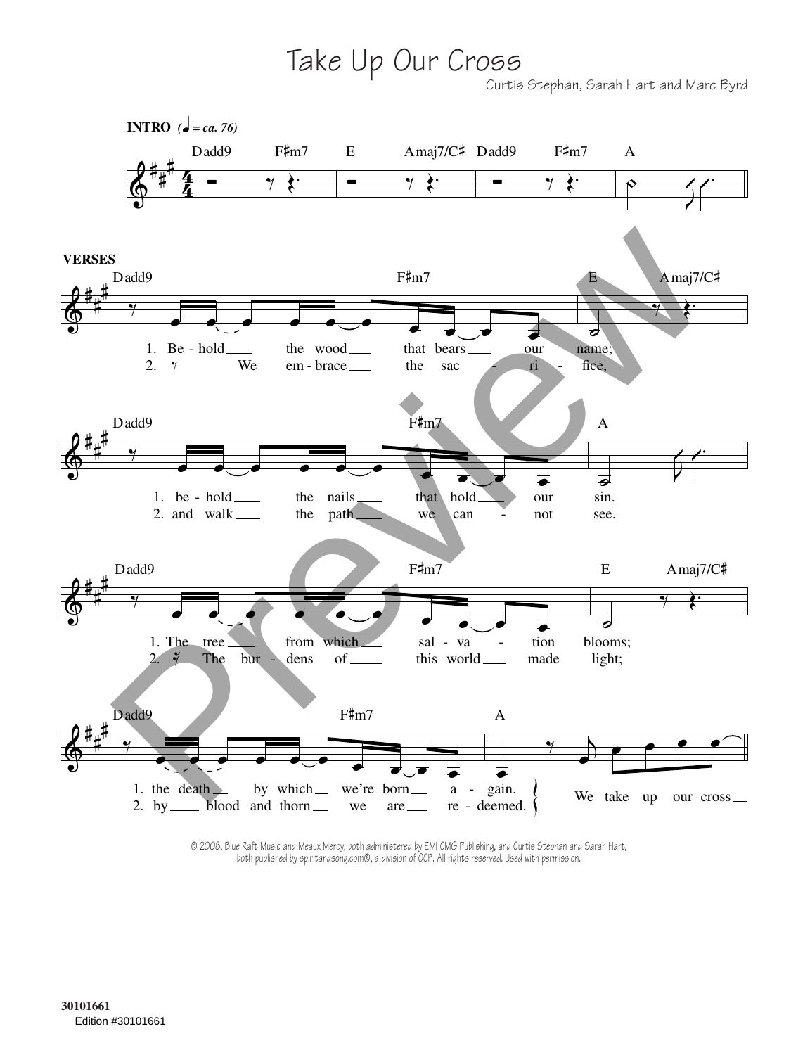# Take Up Our Cross

Curtis Stephan, Sarah Hart and Marc Byrd

**INTRO** (♩ = ca. 76)

Dadd9 F♯m7 E Amaj7/C♯ Dadd9 F♯m7 A

**VERSES**

Dadd9 F♯m7 E Amaj7/C♯

1. Be - hold the wood that bears our name;
2. We em - brace the sac - ri - fice,

Dadd9 F♯m7 A

1. be - hold the nails that hold our sin.
2. and walk the path we can - not see.

Dadd9 F♯m7 E Amaj7/C♯

1. The tree from which sal - va - tion blooms;
2. The bur - dens of this world made light;

Dadd9 F♯m7 A

1. the death by which we're born a - gain.
2. by blood and thorn we are re - deemed.

We take up our cross

© 2008, Blue Raft Music and Meaux Mercy, both administered by EMI CMG Publishing, and Curtis Stephan and Sarah Hart, both published by spiritandsong.com®, a division of OCP. All rights reserved. Used with permission.

30101661
Edition #30101661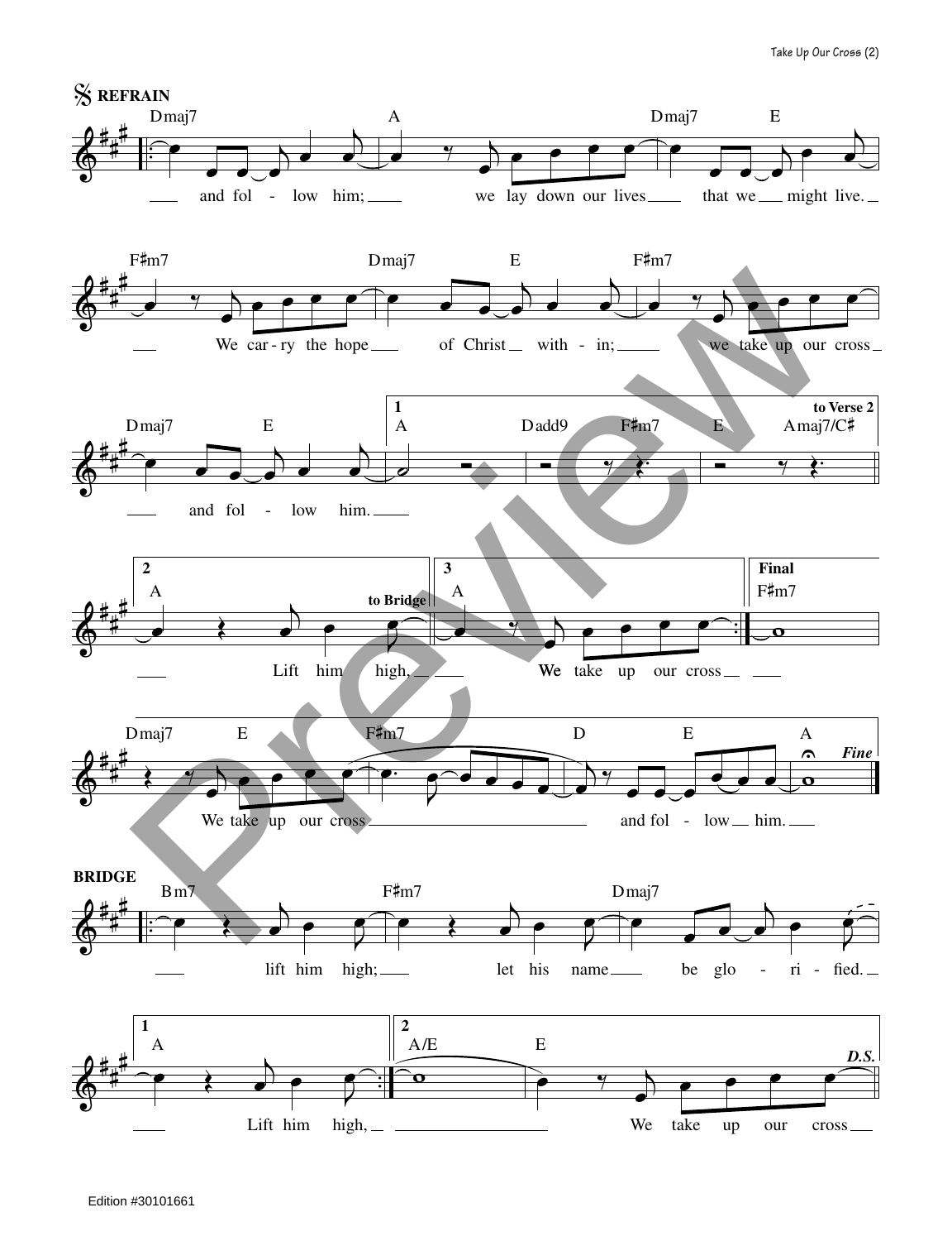REFRAIN

Dmaj7 A Dmaj7 E

and fol - low him; we lay down our lives that we might live.

F♯m7 Dmaj7 E F♯m7

We car - ry the hope of Christ with - in; we take up our cross

Dmaj7 E 1 A Dadd9 F♯m7 E Amaj7/C♯ to Verse 2

and fol - low him.

2 A to Bridge 3 A Final F♯m7

Lift him high, We take up our cross

Dmaj7 E F♯m7 D E A *Fine*

We take up our cross and fol - low him.

BRIDGE

Bm7 F♯m7 Dmaj7

lift him high; let his name be glo - ri - fied.

1 A 2 A/E E *D.S.*

Lift him high, We take up our cross

Edition #30101661